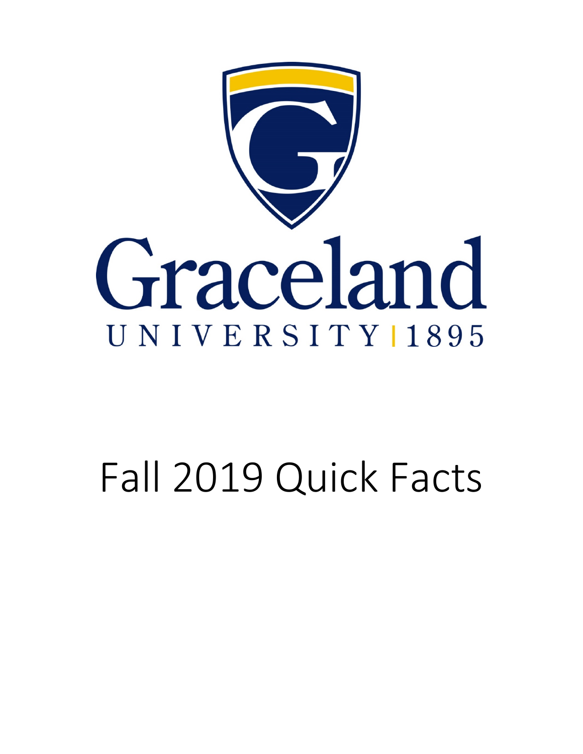Graceland

UNIVERSITY | 1895

# Fall 2019 Quick Facts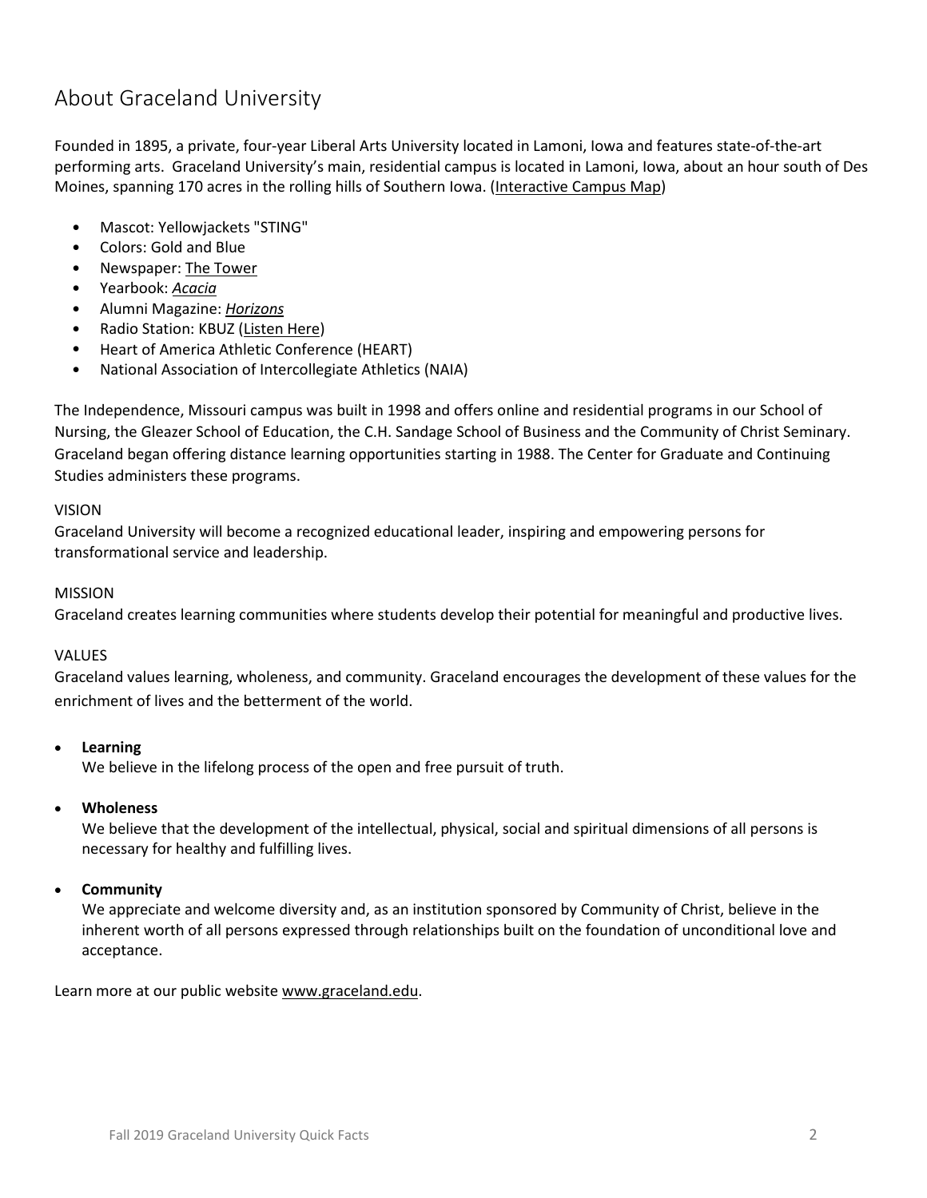# About Graceland University

Founded in 1895, a private, four-year Liberal Arts University located in Lamoni, Iowa and features state-of-the-art performing arts. Graceland University's main, residential campus is located in Lamoni, Iowa, about an hour south of Des Moines, spanning 170 acres in the rolling hills of Southern Iowa. (Interactive Campus Map)

- Mascot: Yellowjackets "STING"
- Colors: Gold and Blue
- Newspaper: The Tower
- Yearbook: *Acacia*
- Alumni Magazine: *Horizons*
- Radio Station: KBUZ (Listen Here)
- Heart of America Athletic Conference (HEART)
- National Association of Intercollegiate Athletics (NAIA)

The Independence, Missouri campus was built in 1998 and offers online and residential programs in our School of Nursing, the Gleazer School of Education, the C.H. Sandage School of Business and the Community of Christ Seminary. Graceland began offering distance learning opportunities starting in 1988. The Center for Graduate and Continuing Studies administers these programs.

VISION

Graceland University will become a recognized educational leader, inspiring and empowering persons for transformational service and leadership.

MISSION

Graceland creates learning communities where students develop their potential for meaningful and productive lives.

VALUES

Graceland values learning, wholeness, and community. Graceland encourages the development of these values for the enrichment of lives and the betterment of the world.

- **Learning**
  We believe in the lifelong process of the open and free pursuit of truth.
- **Wholeness**
  We believe that the development of the intellectual, physical, social and spiritual dimensions of all persons is necessary for healthy and fulfilling lives.
- **Community**
  We appreciate and welcome diversity and, as an institution sponsored by Community of Christ, believe in the inherent worth of all persons expressed through relationships built on the foundation of unconditional love and acceptance.

Learn more at our public website www.graceland.edu.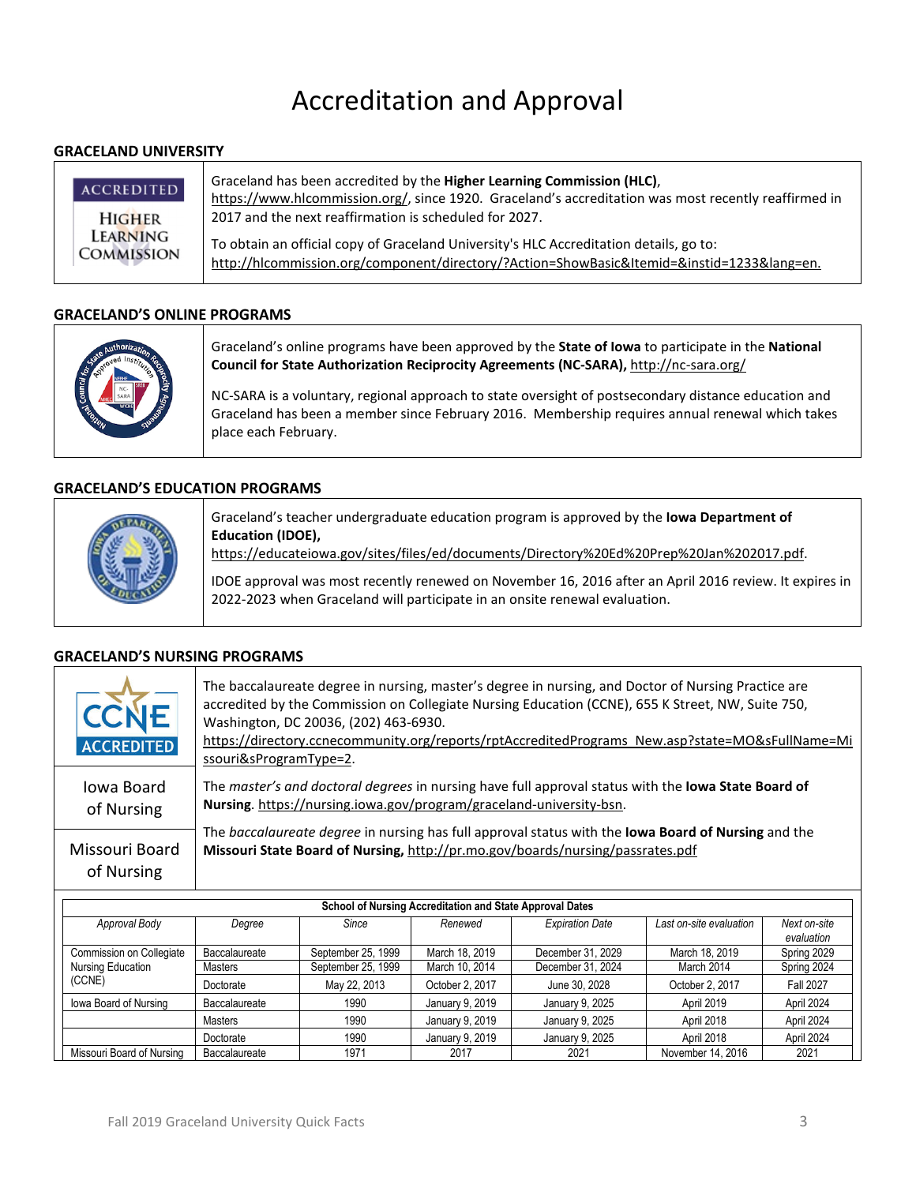# Accreditation and Approval

## GRACELAND UNIVERSITY

ACCREDITED HIGHER LEARNING COMMISSION

Graceland has been accredited by the **Higher Learning Commission (HLC)**, https://www.hlcommission.org/, since 1920. Graceland's accreditation was most recently reaffirmed in 2017 and the next reaffirmation is scheduled for 2027.

To obtain an official copy of Graceland University's HLC Accreditation details, go to: http://hlcommission.org/component/directory/?Action=ShowBasic&Itemid=&instid=1233&lang=en.

## GRACELAND'S ONLINE PROGRAMS

Graceland's online programs have been approved by the **State of Iowa** to participate in the **National Council for State Authorization Reciprocity Agreements (NC-SARA),** http://nc-sara.org/

NC-SARA is a voluntary, regional approach to state oversight of postsecondary distance education and Graceland has been a member since February 2016. Membership requires annual renewal which takes place each February.

## GRACELAND'S EDUCATION PROGRAMS

Graceland's teacher undergraduate education program is approved by the **Iowa Department of Education (IDOE),** https://educateiowa.gov/sites/files/ed/documents/Directory%20Ed%20Prep%20Jan%202017.pdf.

IDOE approval was most recently renewed on November 16, 2016 after an April 2016 review. It expires in 2022-2023 when Graceland will participate in an onsite renewal evaluation.

## GRACELAND'S NURSING PROGRAMS

CCNE ACCREDITED

The baccalaureate degree in nursing, master's degree in nursing, and Doctor of Nursing Practice are accredited by the Commission on Collegiate Nursing Education (CCNE), 655 K Street, NW, Suite 750, Washington, DC 20036, (202) 463-6930. https://directory.ccnecommunity.org/reports/rptAccreditedPrograms_New.asp?state=MO&sFullName=Missouri&sProgramType=2.

Iowa Board of Nursing

The *master's and doctoral degrees* in nursing have full approval status with the **Iowa State Board of Nursing**. https://nursing.iowa.gov/program/graceland-university-bsn.

Missouri Board of Nursing

The *baccalaureate degree* in nursing has full approval status with the **Iowa Board of Nursing** and the **Missouri State Board of Nursing,** http://pr.mo.gov/boards/nursing/passrates.pdf

**School of Nursing Accreditation and State Approval Dates**

| *Approval Body* | *Degree* | *Since* | *Renewed* | *Expiration Date* | *Last on-site evaluation* | *Next on-site evaluation* |
|---|---|---|---|---|---|---|
| Commission on Collegiate Nursing Education (CCNE) | Baccalaureate | September 25, 1999 | March 18, 2019 | December 31, 2029 | March 18, 2019 | Spring 2029 |
| | Masters | September 25, 1999 | March 10, 2014 | December 31, 2024 | March 2014 | Spring 2024 |
| | Doctorate | May 22, 2013 | October 2, 2017 | June 30, 2028 | October 2, 2017 | Fall 2027 |
| Iowa Board of Nursing | Baccalaureate | 1990 | January 9, 2019 | January 9, 2025 | April 2019 | April 2024 |
| | Masters | 1990 | January 9, 2019 | January 9, 2025 | April 2018 | April 2024 |
| | Doctorate | 1990 | January 9, 2019 | January 9, 2025 | April 2018 | April 2024 |
| Missouri Board of Nursing | Baccalaureate | 1971 | 2017 | 2021 | November 14, 2016 | 2021 |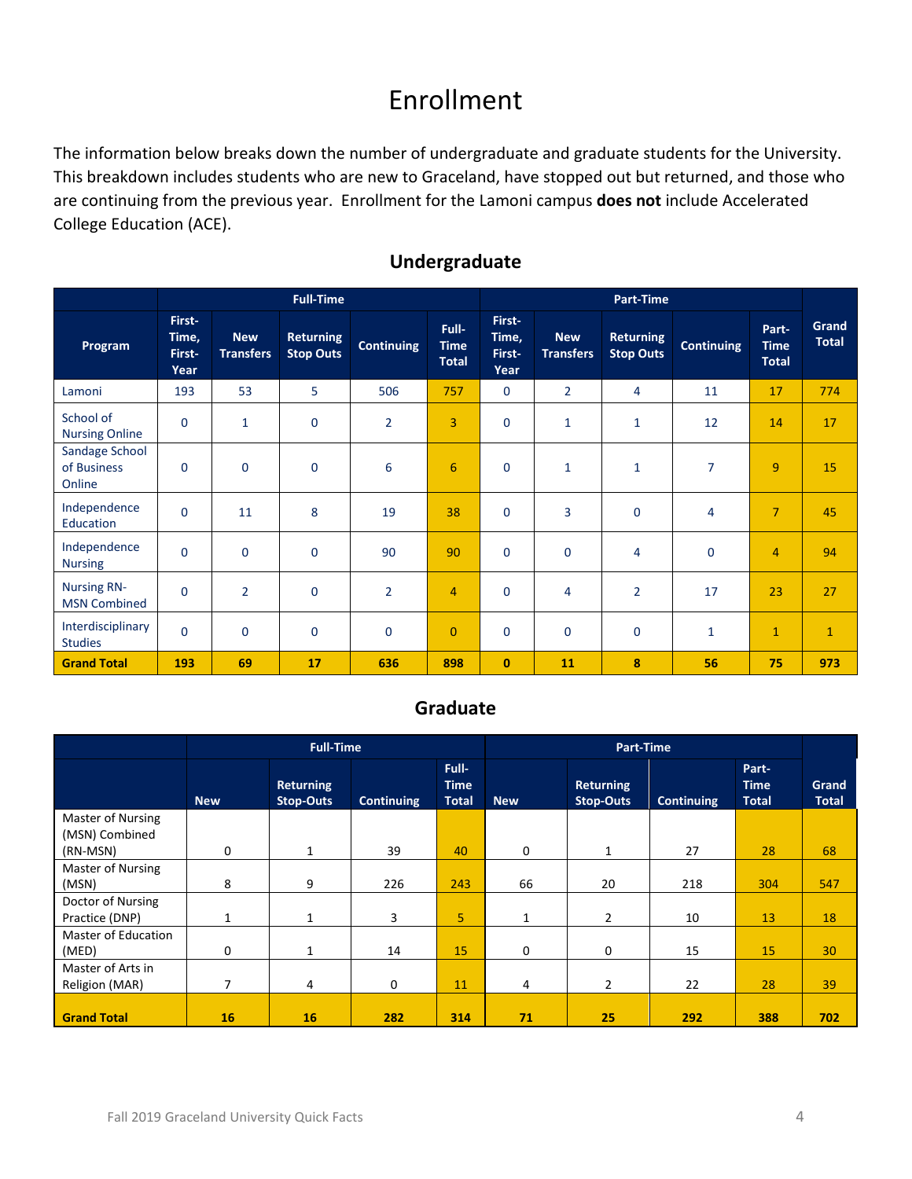# Enrollment

The information below breaks down the number of undergraduate and graduate students for the University. This breakdown includes students who are new to Graceland, have stopped out but returned, and those who are continuing from the previous year. Enrollment for the Lamoni campus **does not** include Accelerated College Education (ACE).

## Undergraduate

| | Full-Time | | | | | Part-Time | | | | | |
|---|---|---|---|---|---|---|---|---|---|---|---|
| Program | First-Time, First-Year | New Transfers | Returning Stop Outs | Continuing | Full-Time Total | First-Time, First-Year | New Transfers | Returning Stop Outs | Continuing | Part-Time Total | Grand Total |
| Lamoni | 193 | 53 | 5 | 506 | 757 | 0 | 2 | 4 | 11 | 17 | 774 |
| School of Nursing Online | 0 | 1 | 0 | 2 | 3 | 0 | 1 | 1 | 12 | 14 | 17 |
| Sandage School of Business Online | 0 | 0 | 0 | 6 | 6 | 0 | 1 | 1 | 7 | 9 | 15 |
| Independence Education | 0 | 11 | 8 | 19 | 38 | 0 | 3 | 0 | 4 | 7 | 45 |
| Independence Nursing | 0 | 0 | 0 | 90 | 90 | 0 | 0 | 4 | 0 | 4 | 94 |
| Nursing RN-MSN Combined | 0 | 2 | 0 | 2 | 4 | 0 | 4 | 2 | 17 | 23 | 27 |
| Interdisciplinary Studies | 0 | 0 | 0 | 0 | 0 | 0 | 0 | 0 | 1 | 1 | 1 |
| **Grand Total** | **193** | **69** | **17** | **636** | **898** | **0** | **11** | **8** | **56** | **75** | **973** |

## Graduate

| | Full-Time | | | | Part-Time | | | | |
|---|---|---|---|---|---|---|---|---|---|
| | New | Returning Stop-Outs | Continuing | Full-Time Total | New | Returning Stop-Outs | Continuing | Part-Time Total | Grand Total |
| Master of Nursing (MSN) Combined (RN-MSN) | 0 | 1 | 39 | 40 | 0 | 1 | 27 | 28 | 68 |
| Master of Nursing (MSN) | 8 | 9 | 226 | 243 | 66 | 20 | 218 | 304 | 547 |
| Doctor of Nursing Practice (DNP) | 1 | 1 | 3 | 5 | 1 | 2 | 10 | 13 | 18 |
| Master of Education (MED) | 0 | 1 | 14 | 15 | 0 | 0 | 15 | 15 | 30 |
| Master of Arts in Religion (MAR) | 7 | 4 | 0 | 11 | 4 | 2 | 22 | 28 | 39 |
| **Grand Total** | **16** | **16** | **282** | **314** | **71** | **25** | **292** | **388** | **702** |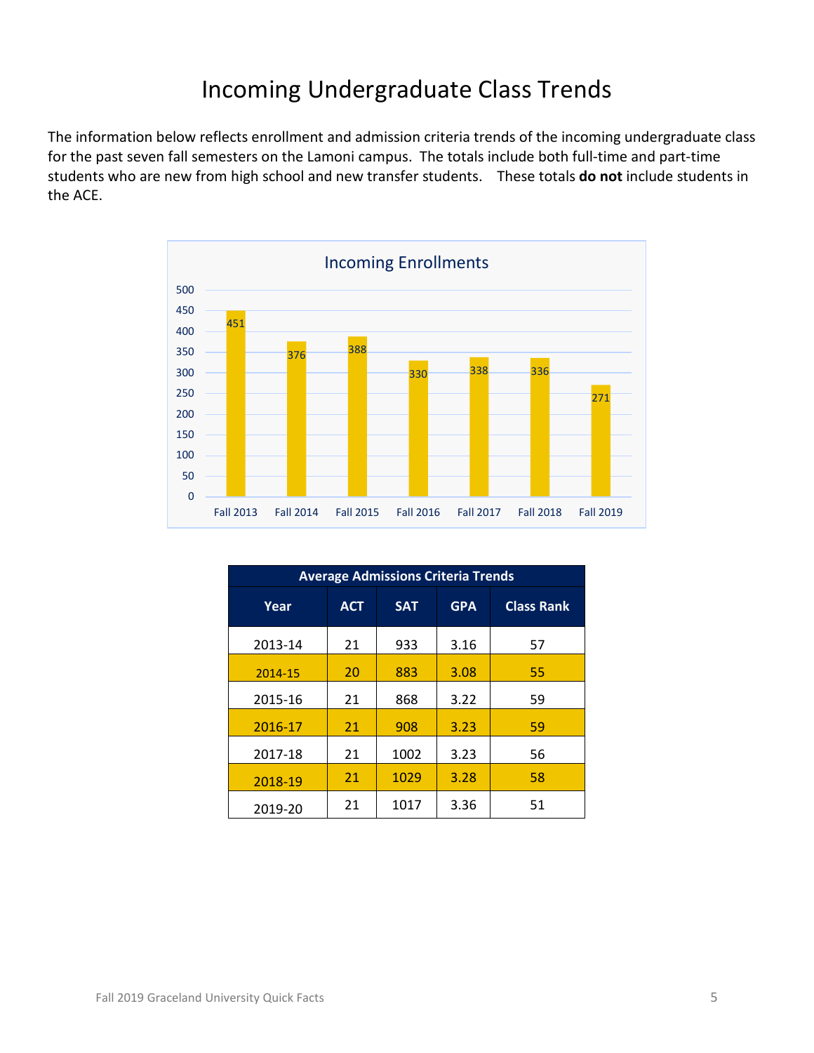# Incoming Undergraduate Class Trends

The information below reflects enrollment and admission criteria trends of the incoming undergraduate class for the past seven fall semesters on the Lamoni campus. The totals include both full-time and part-time students who are new from high school and new transfer students. These totals **do not** include students in the ACE.

**Incoming Enrollments**

| Fall 2013 | Fall 2014 | Fall 2015 | Fall 2016 | Fall 2017 | Fall 2018 | Fall 2019 |
|---|---|---|---|---|---|---|
| 451 | 376 | 388 | 330 | 338 | 336 | 271 |

| Average Admissions Criteria Trends | | | | |
|---|---|---|---|---|
| **Year** | **ACT** | **SAT** | **GPA** | **Class Rank** |
| 2013-14 | 21 | 933 | 3.16 | 57 |
| 2014-15 | 20 | 883 | 3.08 | 55 |
| 2015-16 | 21 | 868 | 3.22 | 59 |
| 2016-17 | 21 | 908 | 3.23 | 59 |
| 2017-18 | 21 | 1002 | 3.23 | 56 |
| 2018-19 | 21 | 1029 | 3.28 | 58 |
| 2019-20 | 21 | 1017 | 3.36 | 51 |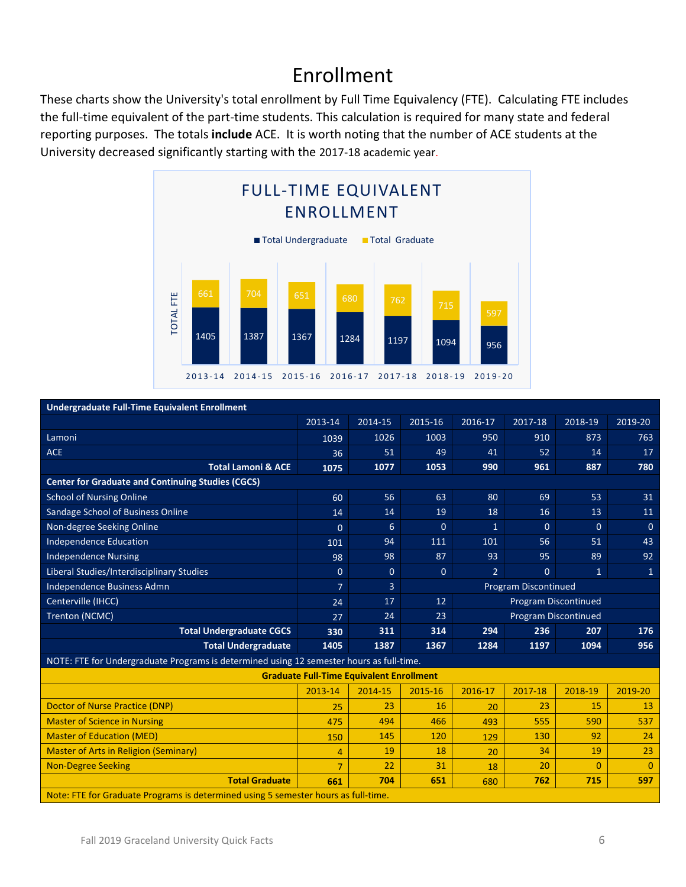# Enrollment

These charts show the University's total enrollment by Full Time Equivalency (FTE). Calculating FTE includes the full-time equivalent of the part-time students. This calculation is required for many state and federal reporting purposes. The totals **include** ACE. It is worth noting that the number of ACE students at the University decreased significantly starting with the 2017-18 academic year.

**FULL-TIME EQUIVALENT ENROLLMENT**

| | 2013-14 | 2014-15 | 2015-16 | 2016-17 | 2017-18 | 2018-19 | 2019-20 |
|---|---|---|---|---|---|---|---|
| Total Undergraduate | 1405 | 1387 | 1367 | 1284 | 1197 | 1094 | 956 |
| Total Graduate | 661 | 704 | 651 | 680 | 762 | 715 | 597 |

| Undergraduate Full-Time Equivalent Enrollment | | | | | | | |
|---|---|---|---|---|---|---|---|
| | 2013-14 | 2014-15 | 2015-16 | 2016-17 | 2017-18 | 2018-19 | 2019-20 |
| Lamoni | 1039 | 1026 | 1003 | 950 | 910 | 873 | 763 |
| ACE | 36 | 51 | 49 | 41 | 52 | 14 | 17 |
| **Total Lamoni & ACE** | **1075** | **1077** | **1053** | **990** | **961** | **887** | **780** |
| **Center for Graduate and Continuing Studies (CGCS)** | | | | | | | |
| School of Nursing Online | 60 | 56 | 63 | 80 | 69 | 53 | 31 |
| Sandage School of Business Online | 14 | 14 | 19 | 18 | 16 | 13 | 11 |
| Non-degree Seeking Online | 0 | 6 | 0 | 1 | 0 | 0 | 0 |
| Independence Education | 101 | 94 | 111 | 101 | 56 | 51 | 43 |
| Independence Nursing | 98 | 98 | 87 | 93 | 95 | 89 | 92 |
| Liberal Studies/Interdisciplinary Studies | 0 | 0 | 0 | 2 | 0 | 1 | 1 |
| Independence Business Admn | 7 | 3 | Program Discontinued | | | | |
| Centerville (IHCC) | 24 | 17 | 12 | Program Discontinued | | | |
| Trenton (NCMC) | 27 | 24 | 23 | Program Discontinued | | | |
| **Total Undergraduate CGCS** | **330** | **311** | **314** | **294** | **236** | **207** | **176** |
| **Total Undergraduate** | **1405** | **1387** | **1367** | **1284** | **1197** | **1094** | **956** |

NOTE: FTE for Undergraduate Programs is determined using 12 semester hours as full-time.

| Graduate Full-Time Equivalent Enrollment | | | | | | | |
|---|---|---|---|---|---|---|---|
| | 2013-14 | 2014-15 | 2015-16 | 2016-17 | 2017-18 | 2018-19 | 2019-20 |
| Doctor of Nurse Practice (DNP) | 25 | 23 | 16 | 20 | 23 | 15 | 13 |
| Master of Science in Nursing | 475 | 494 | 466 | 493 | 555 | 590 | 537 |
| Master of Education (MED) | 150 | 145 | 120 | 129 | 130 | 92 | 24 |
| Master of Arts in Religion (Seminary) | 4 | 19 | 18 | 20 | 34 | 19 | 23 |
| Non-Degree Seeking | 7 | 22 | 31 | 18 | 20 | 0 | 0 |
| **Total Graduate** | **661** | **704** | **651** | 680 | **762** | **715** | **597** |

Note: FTE for Graduate Programs is determined using 5 semester hours as full-time.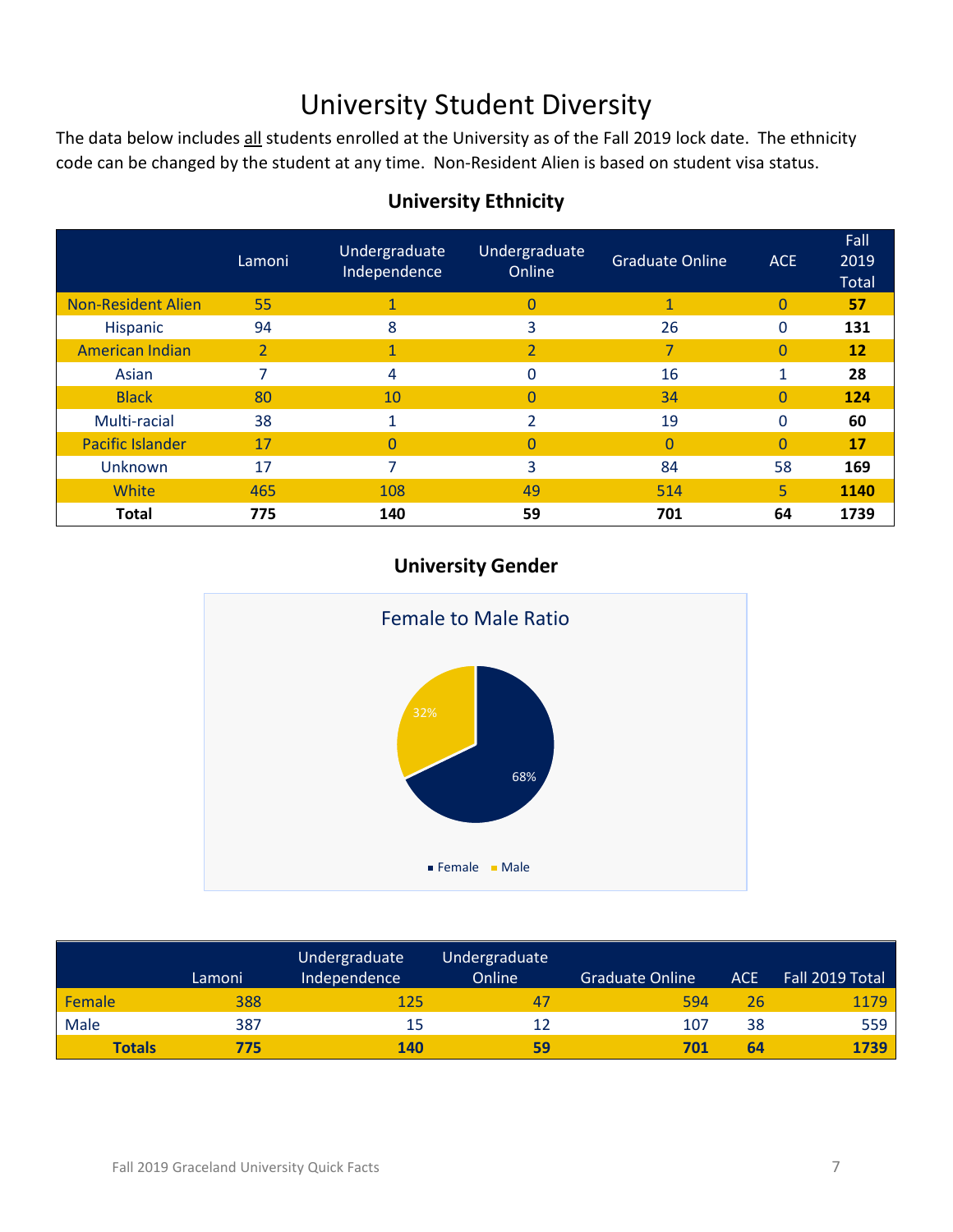# University Student Diversity

The data below includes all students enrolled at the University as of the Fall 2019 lock date. The ethnicity code can be changed by the student at any time. Non-Resident Alien is based on student visa status.

## University Ethnicity

| | Lamoni | Undergraduate Independence | Undergraduate Online | Graduate Online | ACE | Fall 2019 Total |
|---|---|---|---|---|---|---|
| Non-Resident Alien | 55 | 1 | 0 | 1 | 0 | **57** |
| Hispanic | 94 | 8 | 3 | 26 | 0 | **131** |
| American Indian | 2 | 1 | 2 | 7 | 0 | **12** |
| Asian | 7 | 4 | 0 | 16 | 1 | **28** |
| Black | 80 | 10 | 0 | 34 | 0 | **124** |
| Multi-racial | 38 | 1 | 2 | 19 | 0 | **60** |
| Pacific Islander | 17 | 0 | 0 | 0 | 0 | **17** |
| Unknown | 17 | 7 | 3 | 84 | 58 | **169** |
| White | 465 | 108 | 49 | 514 | 5 | **1140** |
| **Total** | **775** | **140** | **59** | **701** | **64** | **1739** |

## University Gender

Female to Male Ratio

Female 68%, Male 32%

| | Lamoni | Undergraduate Independence | Undergraduate Online | Graduate Online | ACE | Fall 2019 Total |
|---|---|---|---|---|---|---|
| Female | 388 | 125 | 47 | 594 | 26 | 1179 |
| Male | 387 | 15 | 12 | 107 | 38 | 559 |
| **Totals** | **775** | **140** | **59** | **701** | **64** | **1739** |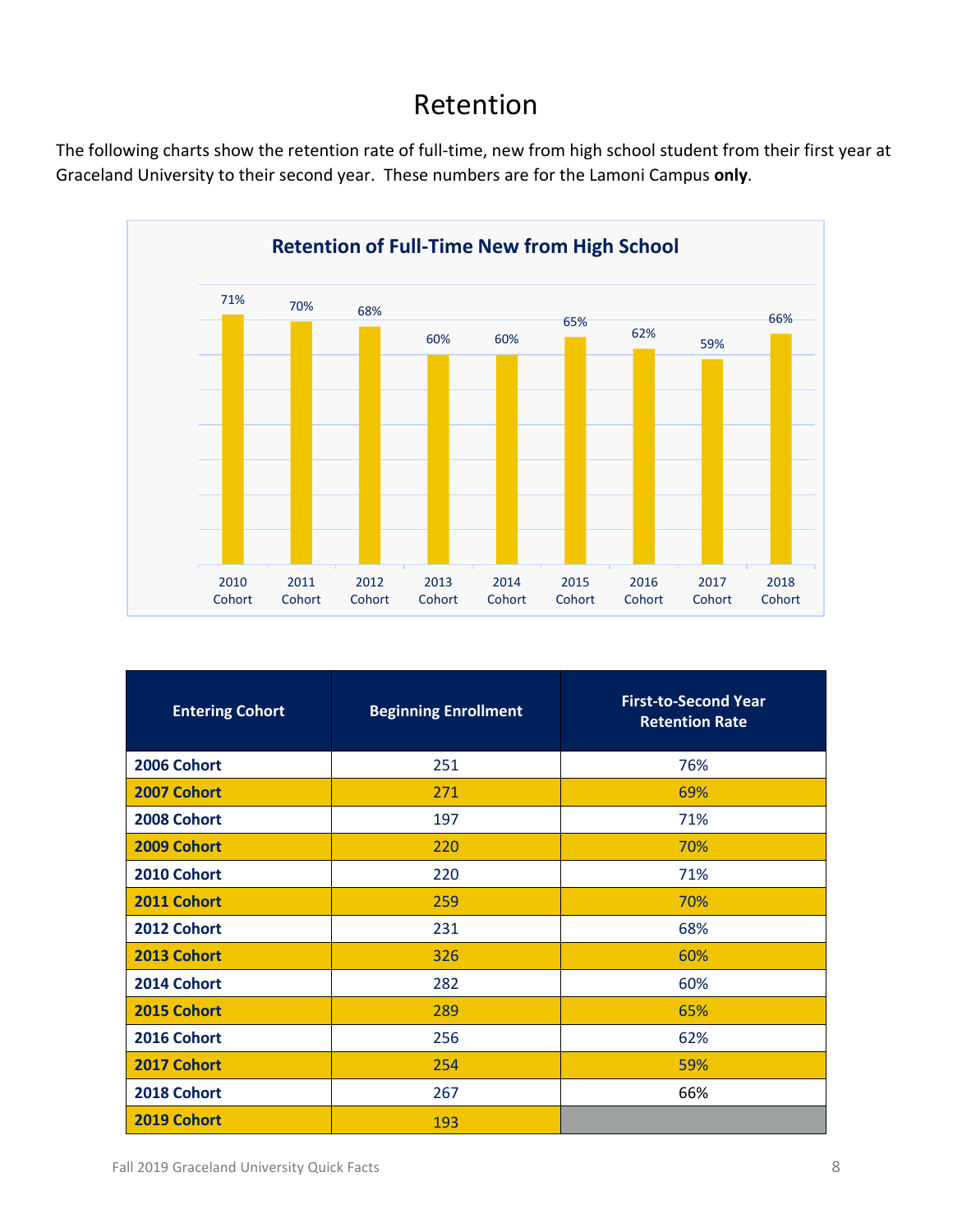# Retention

The following charts show the retention rate of full-time, new from high school student from their first year at Graceland University to their second year. These numbers are for the Lamoni Campus **only**.

**Retention of Full-Time New from High School**

| Cohort | Retention |
|---|---|
| 2010 Cohort | 71% |
| 2011 Cohort | 70% |
| 2012 Cohort | 68% |
| 2013 Cohort | 60% |
| 2014 Cohort | 60% |
| 2015 Cohort | 65% |
| 2016 Cohort | 62% |
| 2017 Cohort | 59% |
| 2018 Cohort | 66% |

| Entering Cohort | Beginning Enrollment | First-to-Second Year Retention Rate |
|---|---|---|
| **2006 Cohort** | 251 | 76% |
| **2007 Cohort** | 271 | 69% |
| **2008 Cohort** | 197 | 71% |
| **2009 Cohort** | 220 | 70% |
| **2010 Cohort** | 220 | 71% |
| **2011 Cohort** | 259 | 70% |
| **2012 Cohort** | 231 | 68% |
| **2013 Cohort** | 326 | 60% |
| **2014 Cohort** | 282 | 60% |
| **2015 Cohort** | 289 | 65% |
| **2016 Cohort** | 256 | 62% |
| **2017 Cohort** | 254 | 59% |
| **2018 Cohort** | 267 | 66% |
| **2019 Cohort** | 193 | |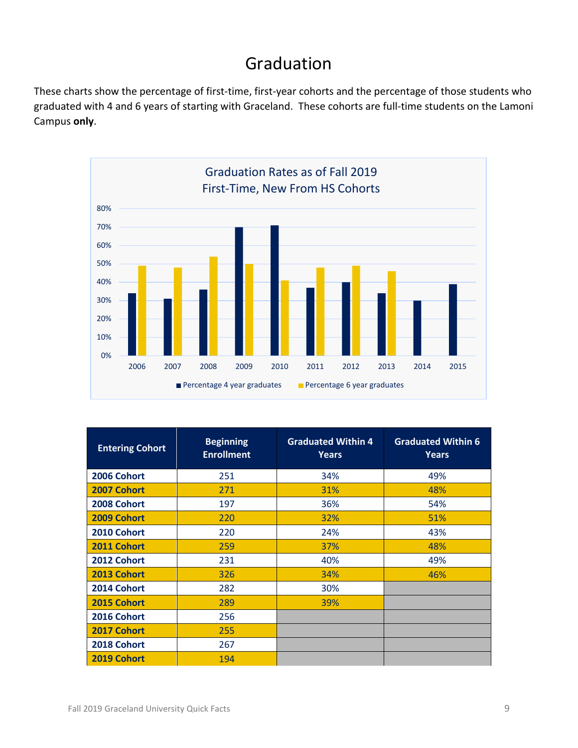# Graduation

These charts show the percentage of first-time, first-year cohorts and the percentage of those students who graduated with 4 and 6 years of starting with Graceland. These cohorts are full-time students on the Lamoni Campus **only**.

Graduation Rates as of Fall 2019
First-Time, New From HS Cohorts

| Entering Cohort | Beginning Enrollment | Graduated Within 4 Years | Graduated Within 6 Years |
|---|---|---|---|
| 2006 Cohort | 251 | 34% | 49% |
| 2007 Cohort | 271 | 31% | 48% |
| 2008 Cohort | 197 | 36% | 54% |
| 2009 Cohort | 220 | 32% | 51% |
| 2010 Cohort | 220 | 24% | 43% |
| 2011 Cohort | 259 | 37% | 48% |
| 2012 Cohort | 231 | 40% | 49% |
| 2013 Cohort | 326 | 34% | 46% |
| 2014 Cohort | 282 | 30% | |
| 2015 Cohort | 289 | 39% | |
| 2016 Cohort | 256 | | |
| 2017 Cohort | 255 | | |
| 2018 Cohort | 267 | | |
| 2019 Cohort | 194 | | |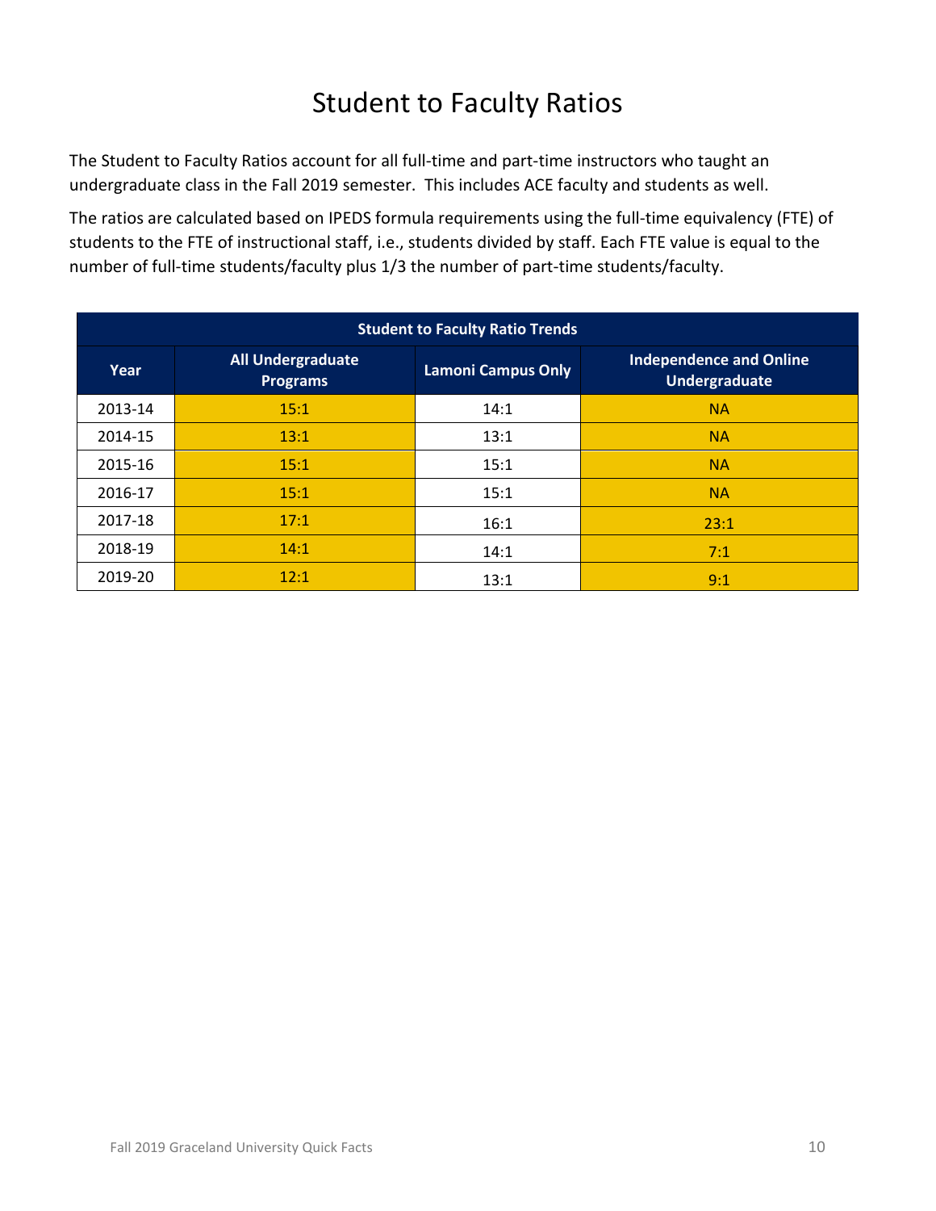# Student to Faculty Ratios

The Student to Faculty Ratios account for all full-time and part-time instructors who taught an undergraduate class in the Fall 2019 semester. This includes ACE faculty and students as well.

The ratios are calculated based on IPEDS formula requirements using the full-time equivalency (FTE) of students to the FTE of instructional staff, i.e., students divided by staff. Each FTE value is equal to the number of full-time students/faculty plus 1/3 the number of part-time students/faculty.

| Student to Faculty Ratio Trends | | | |
|---|---|---|---|
| **Year** | **All Undergraduate Programs** | **Lamoni Campus Only** | **Independence and Online Undergraduate** |
| 2013-14 | 15:1 | 14:1 | NA |
| 2014-15 | 13:1 | 13:1 | NA |
| 2015-16 | 15:1 | 15:1 | NA |
| 2016-17 | 15:1 | 15:1 | NA |
| 2017-18 | 17:1 | 16:1 | 23:1 |
| 2018-19 | 14:1 | 14:1 | 7:1 |
| 2019-20 | 12:1 | 13:1 | 9:1 |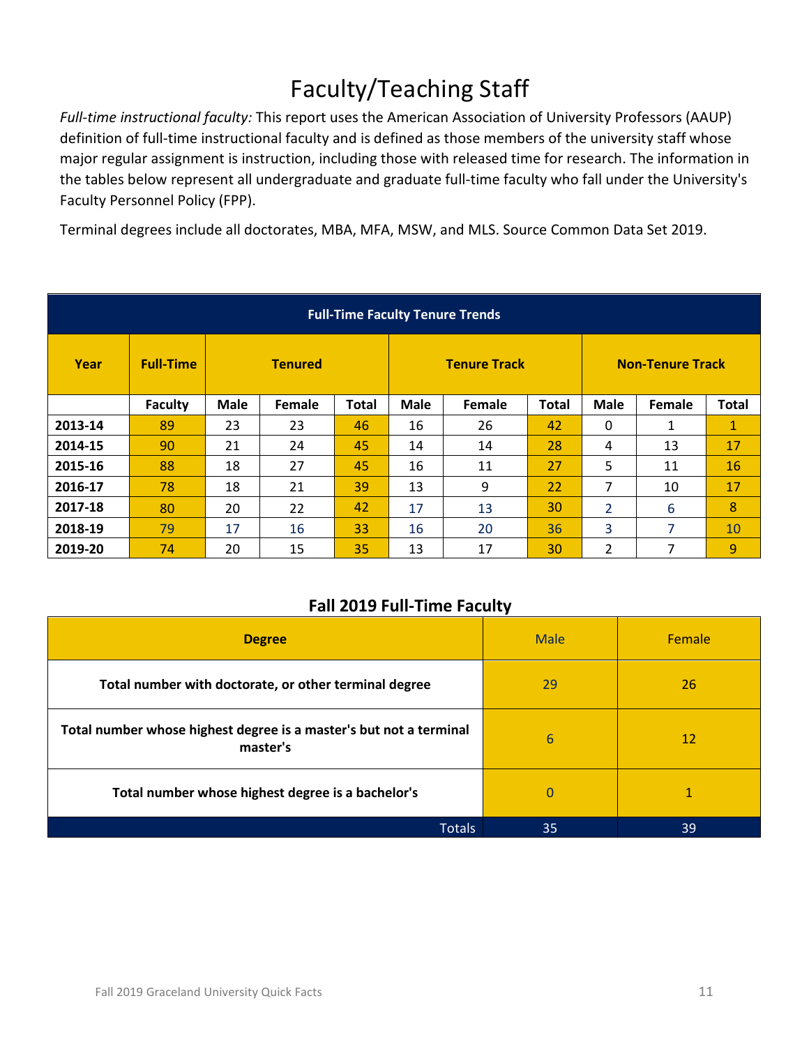# Faculty/Teaching Staff

*Full-time instructional faculty:* This report uses the American Association of University Professors (AAUP) definition of full-time instructional faculty and is defined as those members of the university staff whose major regular assignment is instruction, including those with released time for research. The information in the tables below represent all undergraduate and graduate full-time faculty who fall under the University's Faculty Personnel Policy (FPP).

Terminal degrees include all doctorates, MBA, MFA, MSW, and MLS. Source Common Data Set 2019.

**Full-Time Faculty Tenure Trends**

| Year | Full-Time | Tenured | | | Tenure Track | | | Non-Tenure Track | | |
|---|---|---|---|---|---|---|---|---|---|---|
| | Faculty | Male | Female | Total | Male | Female | Total | Male | Female | Total |
| 2013-14 | 89 | 23 | 23 | 46 | 16 | 26 | 42 | 0 | 1 | 1 |
| 2014-15 | 90 | 21 | 24 | 45 | 14 | 14 | 28 | 4 | 13 | 17 |
| 2015-16 | 88 | 18 | 27 | 45 | 16 | 11 | 27 | 5 | 11 | 16 |
| 2016-17 | 78 | 18 | 21 | 39 | 13 | 9 | 22 | 7 | 10 | 17 |
| 2017-18 | 80 | 20 | 22 | 42 | 17 | 13 | 30 | 2 | 6 | 8 |
| 2018-19 | 79 | 17 | 16 | 33 | 16 | 20 | 36 | 3 | 7 | 10 |
| 2019-20 | 74 | 20 | 15 | 35 | 13 | 17 | 30 | 2 | 7 | 9 |

**Fall 2019 Full-Time Faculty**

| Degree | Male | Female |
|---|---|---|
| Total number with doctorate, or other terminal degree | 29 | 26 |
| Total number whose highest degree is a master's but not a terminal master's | 6 | 12 |
| Total number whose highest degree is a bachelor's | 0 | 1 |
| Totals | 35 | 39 |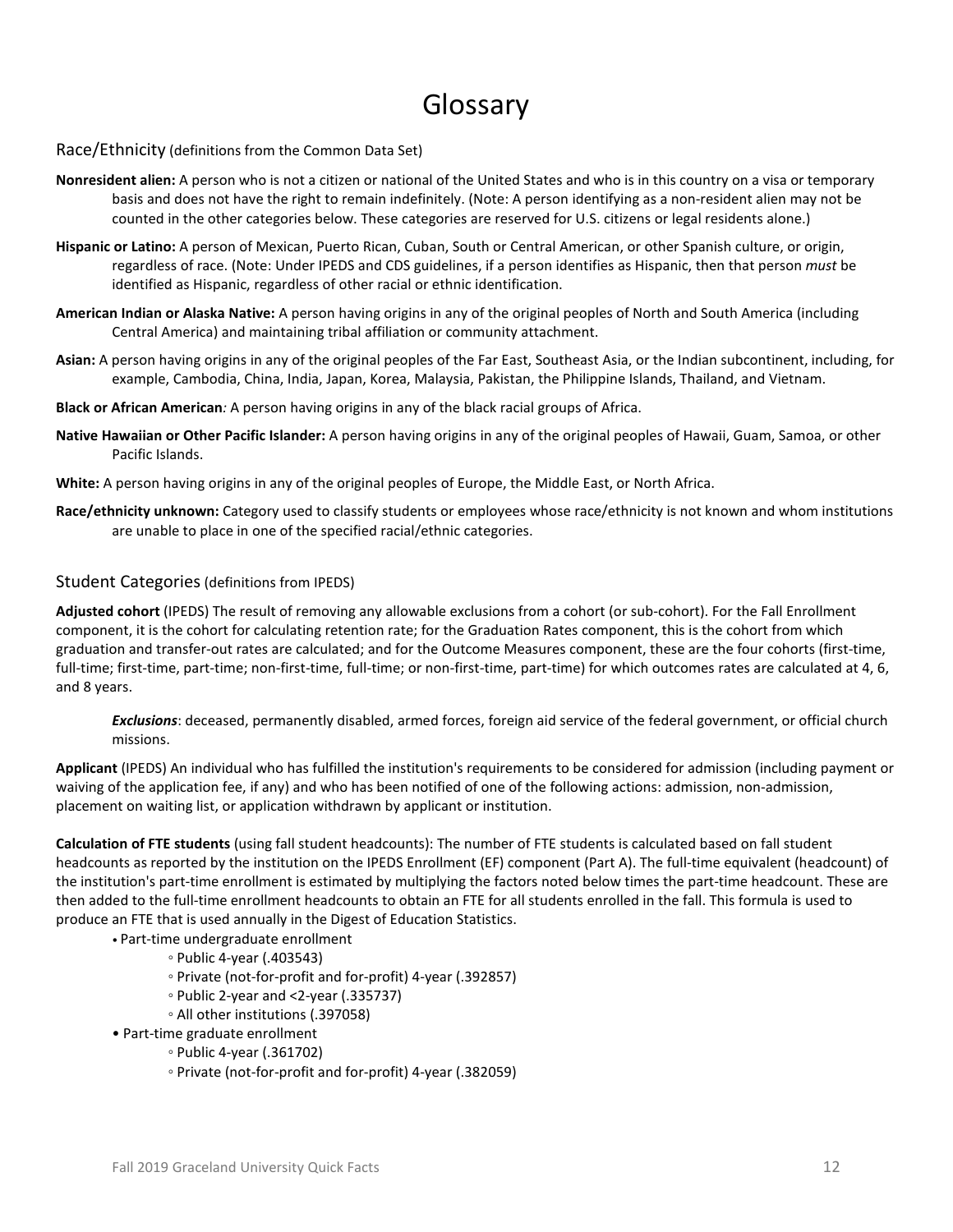# Glossary

## Race/Ethnicity (definitions from the Common Data Set)

**Nonresident alien:** A person who is not a citizen or national of the United States and who is in this country on a visa or temporary basis and does not have the right to remain indefinitely. (Note: A person identifying as a non-resident alien may not be counted in the other categories below. These categories are reserved for U.S. citizens or legal residents alone.)

**Hispanic or Latino:** A person of Mexican, Puerto Rican, Cuban, South or Central American, or other Spanish culture, or origin, regardless of race. (Note: Under IPEDS and CDS guidelines, if a person identifies as Hispanic, then that person *must* be identified as Hispanic, regardless of other racial or ethnic identification.

**American Indian or Alaska Native:** A person having origins in any of the original peoples of North and South America (including Central America) and maintaining tribal affiliation or community attachment.

**Asian:** A person having origins in any of the original peoples of the Far East, Southeast Asia, or the Indian subcontinent, including, for example, Cambodia, China, India, Japan, Korea, Malaysia, Pakistan, the Philippine Islands, Thailand, and Vietnam.

**Black or African American***:* A person having origins in any of the black racial groups of Africa.

**Native Hawaiian or Other Pacific Islander:** A person having origins in any of the original peoples of Hawaii, Guam, Samoa, or other Pacific Islands.

**White:** A person having origins in any of the original peoples of Europe, the Middle East, or North Africa.

**Race/ethnicity unknown:** Category used to classify students or employees whose race/ethnicity is not known and whom institutions are unable to place in one of the specified racial/ethnic categories.

## Student Categories (definitions from IPEDS)

**Adjusted cohort** (IPEDS) The result of removing any allowable exclusions from a cohort (or sub-cohort). For the Fall Enrollment component, it is the cohort for calculating retention rate; for the Graduation Rates component, this is the cohort from which graduation and transfer-out rates are calculated; and for the Outcome Measures component, these are the four cohorts (first-time, full-time; first-time, part-time; non-first-time, full-time; or non-first-time, part-time) for which outcomes rates are calculated at 4, 6, and 8 years.

> ***Exclusions***: deceased, permanently disabled, armed forces, foreign aid service of the federal government, or official church missions.

**Applicant** (IPEDS) An individual who has fulfilled the institution's requirements to be considered for admission (including payment or waiving of the application fee, if any) and who has been notified of one of the following actions: admission, non-admission, placement on waiting list, or application withdrawn by applicant or institution.

**Calculation of FTE students** (using fall student headcounts): The number of FTE students is calculated based on fall student headcounts as reported by the institution on the IPEDS Enrollment (EF) component (Part A). The full-time equivalent (headcount) of the institution's part-time enrollment is estimated by multiplying the factors noted below times the part-time headcount. These are then added to the full-time enrollment headcounts to obtain an FTE for all students enrolled in the fall. This formula is used to produce an FTE that is used annually in the Digest of Education Statistics.

- Part-time undergraduate enrollment
  - Public 4-year (.403543)
  - Private (not-for-profit and for-profit) 4-year (.392857)
  - Public 2-year and <2-year (.335737)
  - All other institutions (.397058)
- Part-time graduate enrollment
  - Public 4-year (.361702)
  - Private (not-for-profit and for-profit) 4-year (.382059)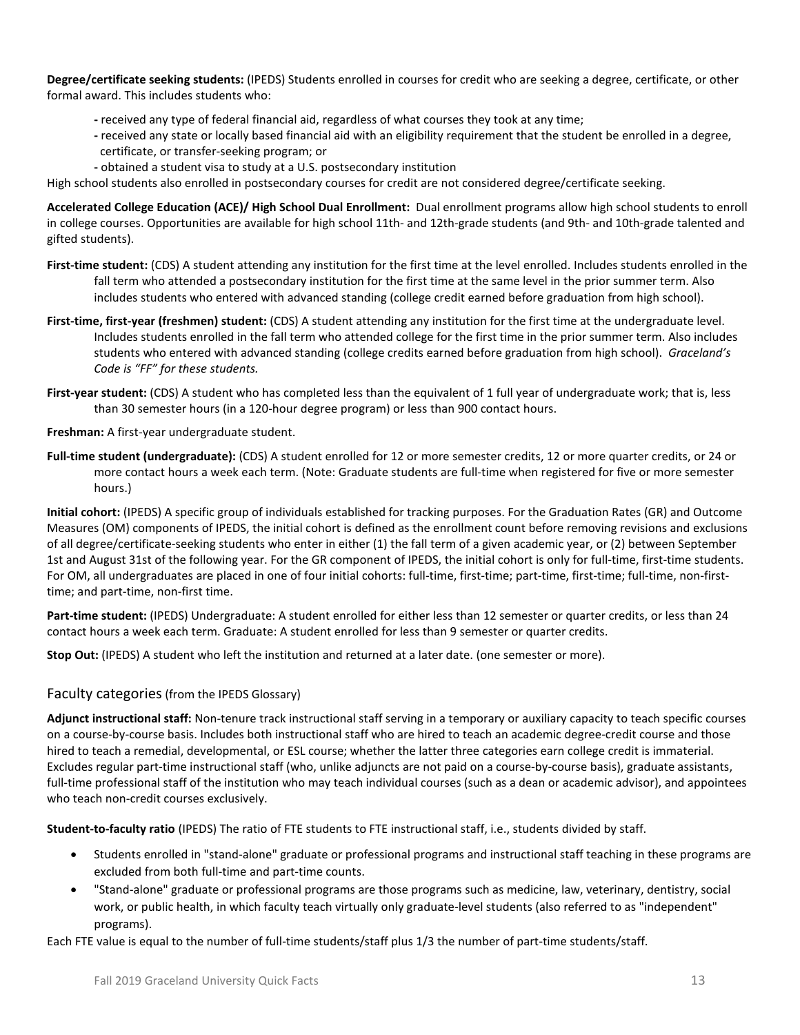**Degree/certificate seeking students:** (IPEDS) Students enrolled in courses for credit who are seeking a degree, certificate, or other formal award. This includes students who:

- received any type of federal financial aid, regardless of what courses they took at any time;
- received any state or locally based financial aid with an eligibility requirement that the student be enrolled in a degree, certificate, or transfer-seeking program; or
- obtained a student visa to study at a U.S. postsecondary institution

High school students also enrolled in postsecondary courses for credit are not considered degree/certificate seeking.

**Accelerated College Education (ACE)/ High School Dual Enrollment:** Dual enrollment programs allow high school students to enroll in college courses. Opportunities are available for high school 11th- and 12th-grade students (and 9th- and 10th-grade talented and gifted students).

**First-time student:** (CDS) A student attending any institution for the first time at the level enrolled. Includes students enrolled in the fall term who attended a postsecondary institution for the first time at the same level in the prior summer term. Also includes students who entered with advanced standing (college credit earned before graduation from high school).

**First-time, first-year (freshmen) student:** (CDS) A student attending any institution for the first time at the undergraduate level. Includes students enrolled in the fall term who attended college for the first time in the prior summer term. Also includes students who entered with advanced standing (college credits earned before graduation from high school). *Graceland's Code is "FF" for these students.*

**First-year student:** (CDS) A student who has completed less than the equivalent of 1 full year of undergraduate work; that is, less than 30 semester hours (in a 120-hour degree program) or less than 900 contact hours.

**Freshman:** A first-year undergraduate student.

**Full-time student (undergraduate):** (CDS) A student enrolled for 12 or more semester credits, 12 or more quarter credits, or 24 or more contact hours a week each term. (Note: Graduate students are full-time when registered for five or more semester hours.)

**Initial cohort:** (IPEDS) A specific group of individuals established for tracking purposes. For the Graduation Rates (GR) and Outcome Measures (OM) components of IPEDS, the initial cohort is defined as the enrollment count before removing revisions and exclusions of all degree/certificate-seeking students who enter in either (1) the fall term of a given academic year, or (2) between September 1st and August 31st of the following year. For the GR component of IPEDS, the initial cohort is only for full-time, first-time students. For OM, all undergraduates are placed in one of four initial cohorts: full-time, first-time; part-time, first-time; full-time, non-first-time; and part-time, non-first time.

**Part-time student:** (IPEDS) Undergraduate: A student enrolled for either less than 12 semester or quarter credits, or less than 24 contact hours a week each term. Graduate: A student enrolled for less than 9 semester or quarter credits.

**Stop Out:** (IPEDS) A student who left the institution and returned at a later date. (one semester or more).

## Faculty categories (from the IPEDS Glossary)

**Adjunct instructional staff:** Non-tenure track instructional staff serving in a temporary or auxiliary capacity to teach specific courses on a course-by-course basis. Includes both instructional staff who are hired to teach an academic degree-credit course and those hired to teach a remedial, developmental, or ESL course; whether the latter three categories earn college credit is immaterial. Excludes regular part-time instructional staff (who, unlike adjuncts are not paid on a course-by-course basis), graduate assistants, full-time professional staff of the institution who may teach individual courses (such as a dean or academic advisor), and appointees who teach non-credit courses exclusively.

**Student-to-faculty ratio** (IPEDS) The ratio of FTE students to FTE instructional staff, i.e., students divided by staff.

- Students enrolled in "stand-alone" graduate or professional programs and instructional staff teaching in these programs are excluded from both full-time and part-time counts.
- "Stand-alone" graduate or professional programs are those programs such as medicine, law, veterinary, dentistry, social work, or public health, in which faculty teach virtually only graduate-level students (also referred to as "independent" programs).

Each FTE value is equal to the number of full-time students/staff plus 1/3 the number of part-time students/staff.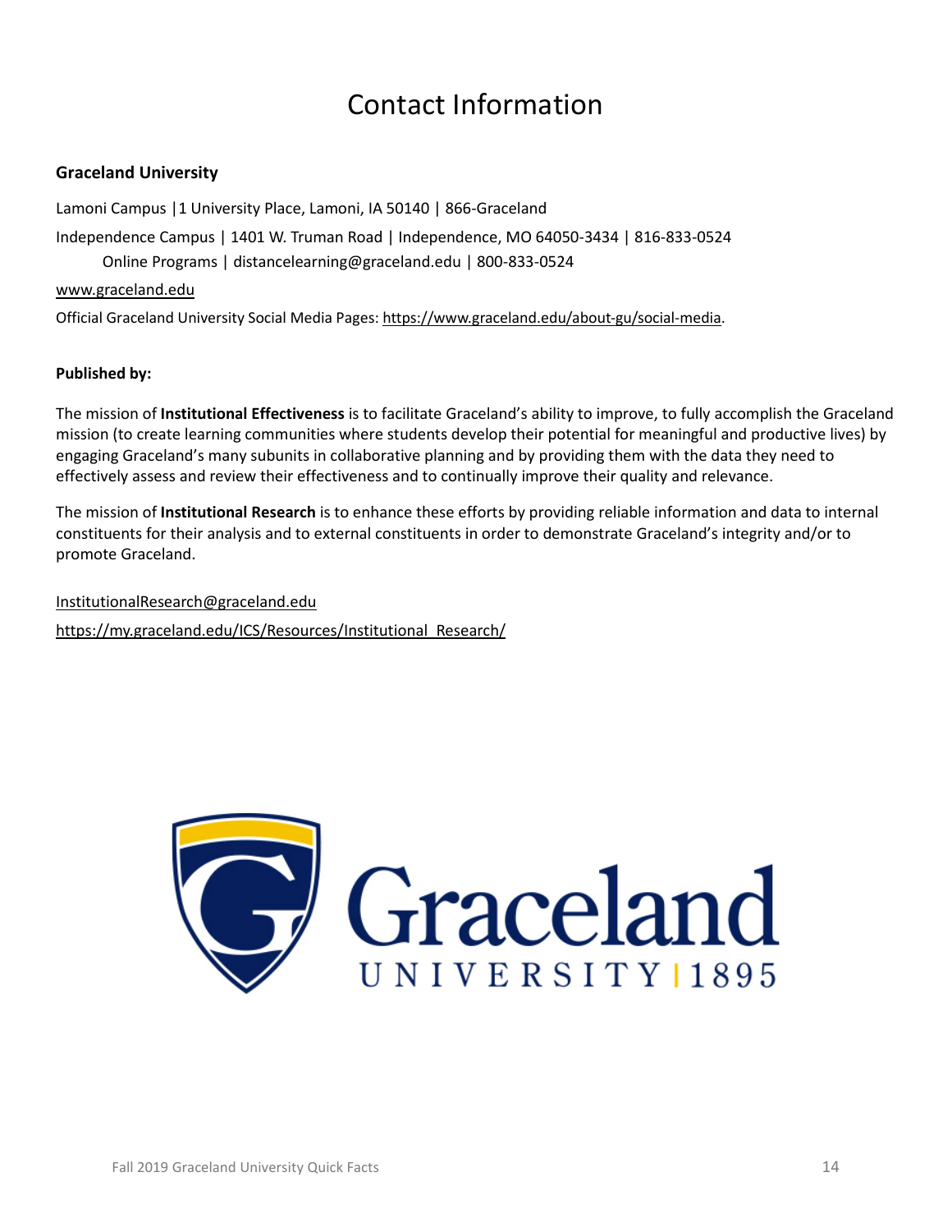# Contact Information

**Graceland University**

Lamoni Campus |1 University Place, Lamoni, IA 50140 | 866-Graceland

Independence Campus | 1401 W. Truman Road | Independence, MO 64050-3434 | 816-833-0524

Online Programs | distancelearning@graceland.edu | 800-833-0524

www.graceland.edu

Official Graceland University Social Media Pages: https://www.graceland.edu/about-gu/social-media.

**Published by:**

The mission of **Institutional Effectiveness** is to facilitate Graceland's ability to improve, to fully accomplish the Graceland mission (to create learning communities where students develop their potential for meaningful and productive lives) by engaging Graceland's many subunits in collaborative planning and by providing them with the data they need to effectively assess and review their effectiveness and to continually improve their quality and relevance.

The mission of **Institutional Research** is to enhance these efforts by providing reliable information and data to internal constituents for their analysis and to external constituents in order to demonstrate Graceland's integrity and/or to promote Graceland.

InstitutionalResearch@graceland.edu

https://my.graceland.edu/ICS/Resources/Institutional_Research/

Graceland
UNIVERSITY | 1895